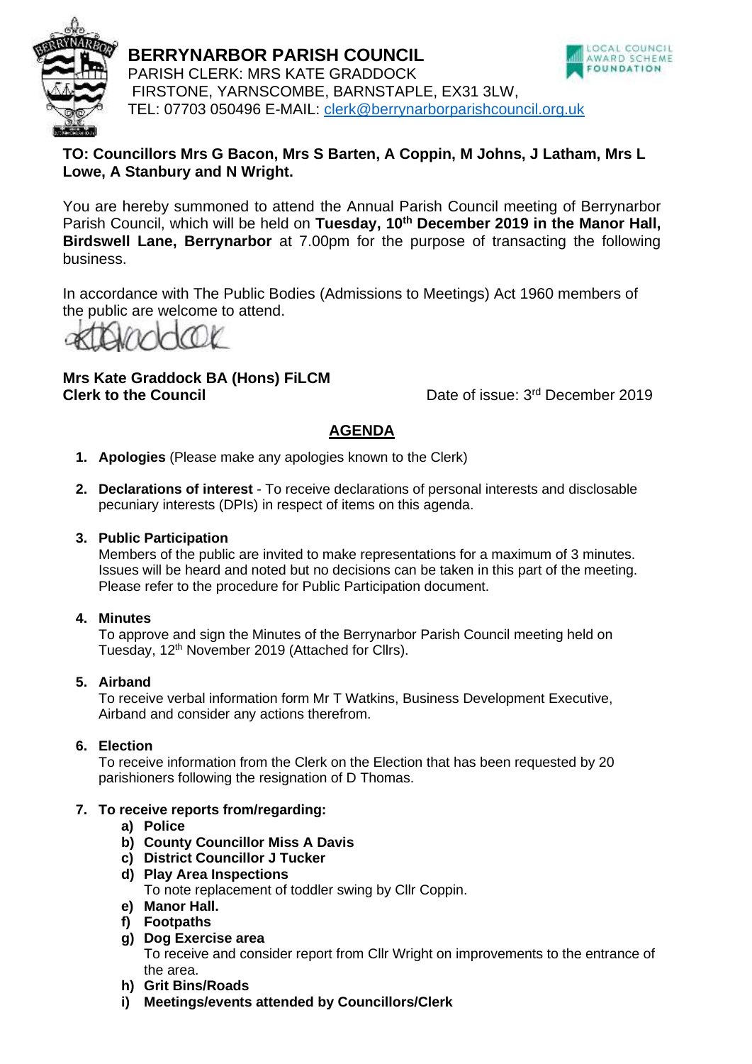# BERRYNARBOR PARISH COUNCIL

PARISH CLERK: MRS KATE GRADDOCK
FIRSTONE, YARNSCOMBE, BARNSTAPLE, EX31 3LW,
TEL: 07703 050496 E-MAIL: clerk@berrynarborparishcouncil.org.uk

**TO: Councillors Mrs G Bacon, Mrs S Barten, A Coppin, M Johns, J Latham, Mrs L Lowe, A Stanbury and N Wright.**

You are hereby summoned to attend the Annual Parish Council meeting of Berrynarbor Parish Council, which will be held on **Tuesday, 10th December 2019 in the Manor Hall, Birdswell Lane, Berrynarbor** at 7.00pm for the purpose of transacting the following business.

In accordance with The Public Bodies (Admissions to Meetings) Act 1960 members of the public are welcome to attend.

KGraddock

**Mrs Kate Graddock BA (Hons) FiLCM**
**Clerk to the Council**

Date of issue: 3rd December 2019

## AGENDA

1. **Apologies** (Please make any apologies known to the Clerk)

2. **Declarations of interest** - To receive declarations of personal interests and disclosable pecuniary interests (DPIs) in respect of items on this agenda.

3. **Public Participation**
   Members of the public are invited to make representations for a maximum of 3 minutes. Issues will be heard and noted but no decisions can be taken in this part of the meeting. Please refer to the procedure for Public Participation document.

4. **Minutes**
   To approve and sign the Minutes of the Berrynarbor Parish Council meeting held on Tuesday, 12th November 2019 (Attached for Cllrs).

5. **Airband**
   To receive verbal information form Mr T Watkins, Business Development Executive, Airband and consider any actions therefrom.

6. **Election**
   To receive information from the Clerk on the Election that has been requested by 20 parishioners following the resignation of D Thomas.

7. **To receive reports from/regarding:**
   a) **Police**
   b) **County Councillor Miss A Davis**
   c) **District Councillor J Tucker**
   d) **Play Area Inspections**
      To note replacement of toddler swing by Cllr Coppin.
   e) **Manor Hall.**
   f) **Footpaths**
   g) **Dog Exercise area**
      To receive and consider report from Cllr Wright on improvements to the entrance of the area.
   h) **Grit Bins/Roads**
   i) **Meetings/events attended by Councillors/Clerk**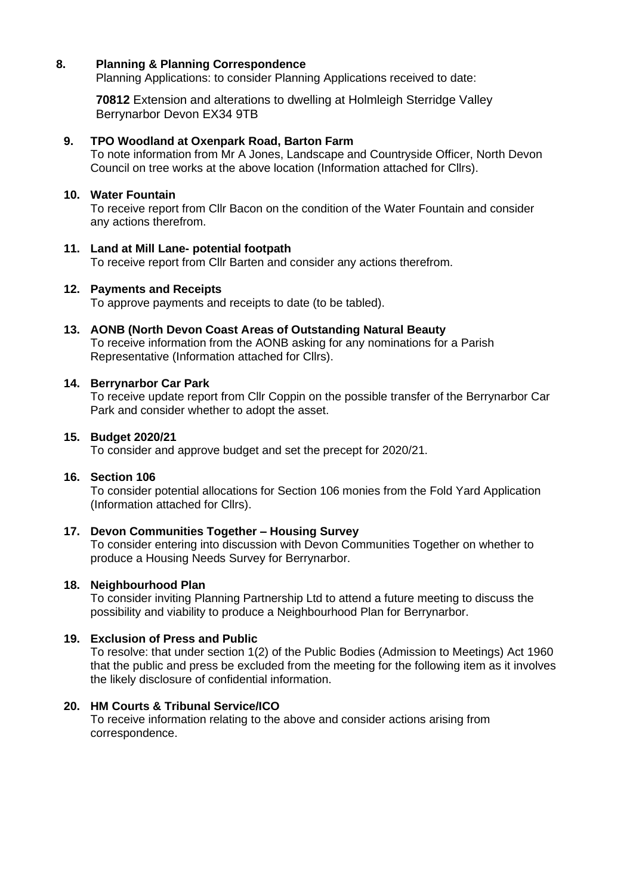**8. Planning & Planning Correspondence**

Planning Applications: to consider Planning Applications received to date:

**70812** Extension and alterations to dwelling at Holmleigh Sterridge Valley Berrynarbor Devon EX34 9TB

**9. TPO Woodland at Oxenpark Road, Barton Farm**

To note information from Mr A Jones, Landscape and Countryside Officer, North Devon Council on tree works at the above location (Information attached for Cllrs).

**10. Water Fountain**

To receive report from Cllr Bacon on the condition of the Water Fountain and consider any actions therefrom.

**11. Land at Mill Lane- potential footpath**

To receive report from Cllr Barten and consider any actions therefrom.

**12. Payments and Receipts**

To approve payments and receipts to date (to be tabled).

**13. AONB (North Devon Coast Areas of Outstanding Natural Beauty**

To receive information from the AONB asking for any nominations for a Parish Representative (Information attached for Cllrs).

**14. Berrynarbor Car Park**

To receive update report from Cllr Coppin on the possible transfer of the Berrynarbor Car Park and consider whether to adopt the asset.

**15. Budget 2020/21**

To consider and approve budget and set the precept for 2020/21.

**16. Section 106**

To consider potential allocations for Section 106 monies from the Fold Yard Application (Information attached for Cllrs).

**17. Devon Communities Together – Housing Survey**

To consider entering into discussion with Devon Communities Together on whether to produce a Housing Needs Survey for Berrynarbor.

**18. Neighbourhood Plan**

To consider inviting Planning Partnership Ltd to attend a future meeting to discuss the possibility and viability to produce a Neighbourhood Plan for Berrynarbor.

**19. Exclusion of Press and Public**

To resolve: that under section 1(2) of the Public Bodies (Admission to Meetings) Act 1960 that the public and press be excluded from the meeting for the following item as it involves the likely disclosure of confidential information.

**20. HM Courts & Tribunal Service/ICO**

To receive information relating to the above and consider actions arising from correspondence.